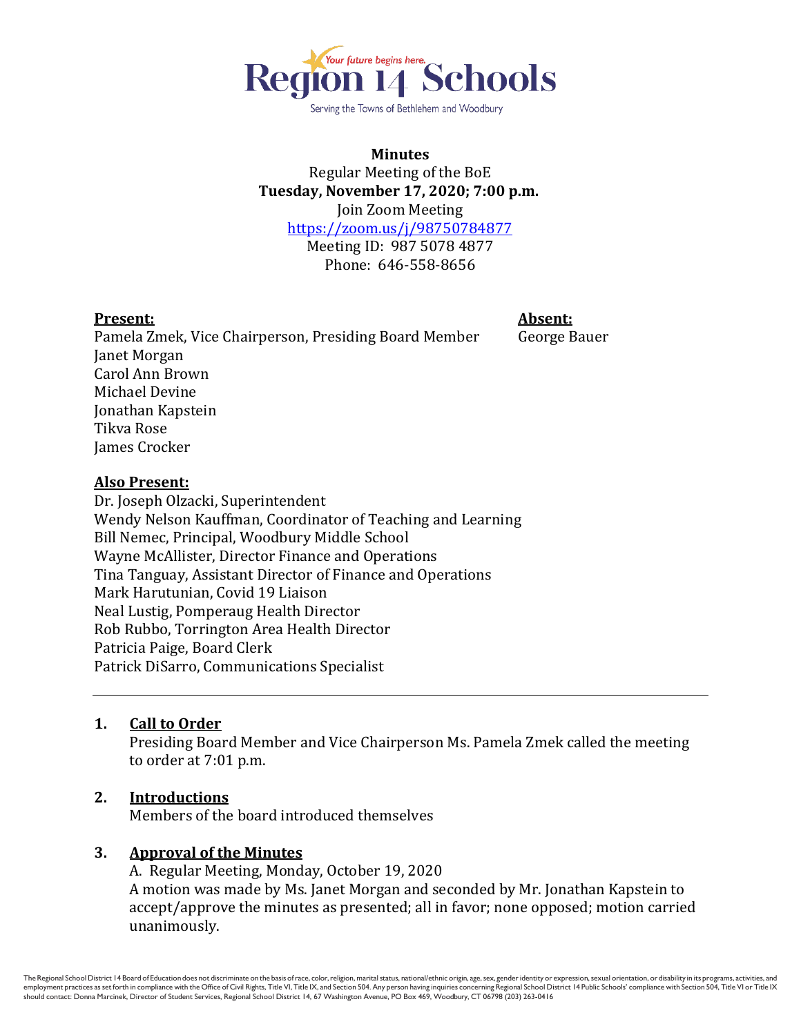Region 14 Schools

Your future begins here.

Serving the Towns of Bethlehem and Woodbury

**Minutes**

Regular Meeting of the BoE

**Tuesday, November 17, 2020; 7:00 p.m.**

Join Zoom Meeting

https://zoom.us/j/98750784877

Meeting ID: 987 5078 4877

Phone: 646-558-8656

**Present:**

Pamela Zmek, Vice Chairperson, Presiding Board Member
Janet Morgan
Carol Ann Brown
Michael Devine
Jonathan Kapstein
Tikva Rose
James Crocker

**Absent:**

George Bauer

**Also Present:**

Dr. Joseph Olzacki, Superintendent
Wendy Nelson Kauffman, Coordinator of Teaching and Learning
Bill Nemec, Principal, Woodbury Middle School
Wayne McAllister, Director Finance and Operations
Tina Tanguay, Assistant Director of Finance and Operations
Mark Harutunian, Covid 19 Liaison
Neal Lustig, Pomperaug Health Director
Rob Rubbo, Torrington Area Health Director
Patricia Paige, Board Clerk
Patrick DiSarro, Communications Specialist

---

1. **Call to Order**

   Presiding Board Member and Vice Chairperson Ms. Pamela Zmek called the meeting to order at 7:01 p.m.

2. **Introductions**

   Members of the board introduced themselves

3. **Approval of the Minutes**

   A. Regular Meeting, Monday, October 19, 2020

   A motion was made by Ms. Janet Morgan and seconded by Mr. Jonathan Kapstein to accept/approve the minutes as presented; all in favor; none opposed; motion carried unanimously.

The Regional School District 14 Board of Education does not discriminate on the basis of race, color, religion, marital status, national/ethnic origin, age, sex, gender identity or expression, sexual orientation, or disability in its programs, activities, and employment practices as set forth in compliance with the Office of Civil Rights, Title VI, Title IX, and Section 504. Any person having inquiries concerning Regional School District 14 Public Schools' compliance with Section 504, Title VI or Title IX should contact: Donna Marcinek, Director of Student Services, Regional School District 14, 67 Washington Avenue, PO Box 469, Woodbury, CT 06798 (203) 263-0416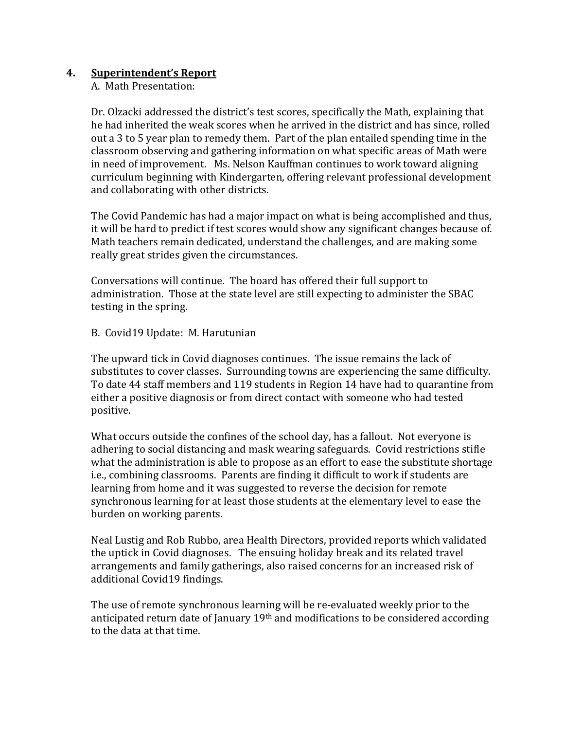## 4. Superintendent's Report

A. Math Presentation:

Dr. Olzacki addressed the district's test scores, specifically the Math, explaining that he had inherited the weak scores when he arrived in the district and has since, rolled out a 3 to 5 year plan to remedy them. Part of the plan entailed spending time in the classroom observing and gathering information on what specific areas of Math were in need of improvement. Ms. Nelson Kauffman continues to work toward aligning curriculum beginning with Kindergarten, offering relevant professional development and collaborating with other districts.

The Covid Pandemic has had a major impact on what is being accomplished and thus, it will be hard to predict if test scores would show any significant changes because of. Math teachers remain dedicated, understand the challenges, and are making some really great strides given the circumstances.

Conversations will continue. The board has offered their full support to administration. Those at the state level are still expecting to administer the SBAC testing in the spring.

B. Covid19 Update: M. Harutunian

The upward tick in Covid diagnoses continues. The issue remains the lack of substitutes to cover classes. Surrounding towns are experiencing the same difficulty. To date 44 staff members and 119 students in Region 14 have had to quarantine from either a positive diagnosis or from direct contact with someone who had tested positive.

What occurs outside the confines of the school day, has a fallout. Not everyone is adhering to social distancing and mask wearing safeguards. Covid restrictions stifle what the administration is able to propose as an effort to ease the substitute shortage i.e., combining classrooms. Parents are finding it difficult to work if students are learning from home and it was suggested to reverse the decision for remote synchronous learning for at least those students at the elementary level to ease the burden on working parents.

Neal Lustig and Rob Rubbo, area Health Directors, provided reports which validated the uptick in Covid diagnoses. The ensuing holiday break and its related travel arrangements and family gatherings, also raised concerns for an increased risk of additional Covid19 findings.

The use of remote synchronous learning will be re-evaluated weekly prior to the anticipated return date of January 19th and modifications to be considered according to the data at that time.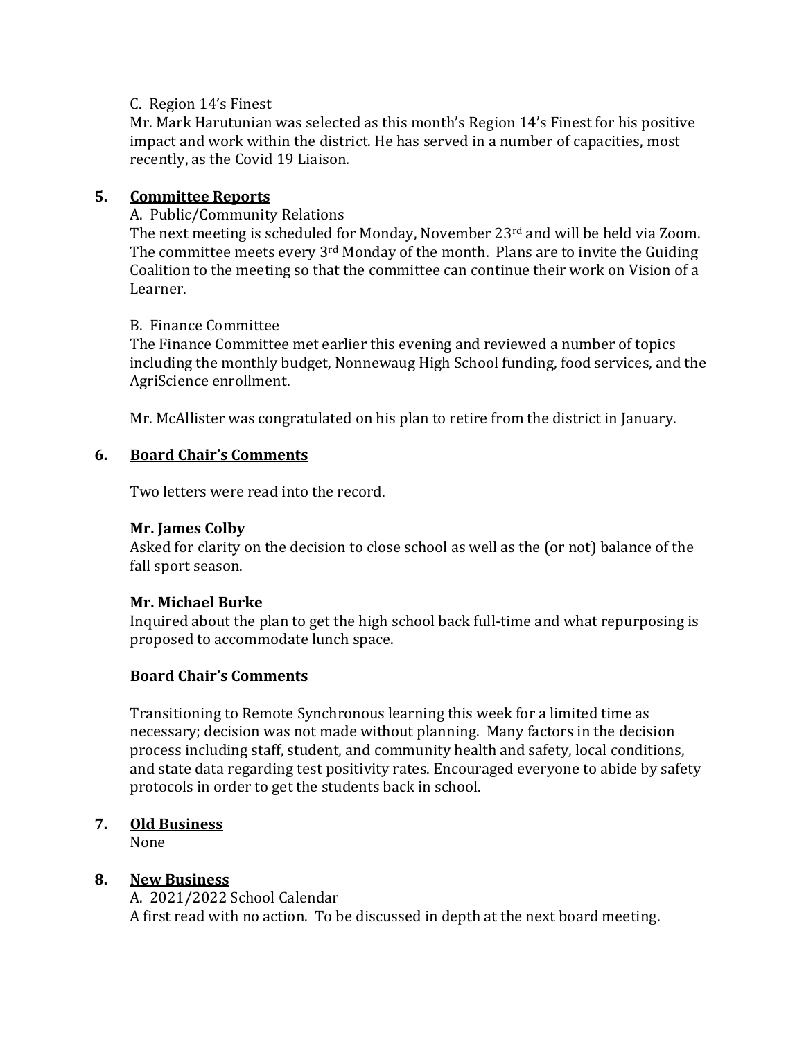C. Region 14's Finest

Mr. Mark Harutunian was selected as this month's Region 14's Finest for his positive impact and work within the district. He has served in a number of capacities, most recently, as the Covid 19 Liaison.

## 5. Committee Reports

A. Public/Community Relations

The next meeting is scheduled for Monday, November 23rd and will be held via Zoom. The committee meets every 3rd Monday of the month. Plans are to invite the Guiding Coalition to the meeting so that the committee can continue their work on Vision of a Learner.

B. Finance Committee

The Finance Committee met earlier this evening and reviewed a number of topics including the monthly budget, Nonnewaug High School funding, food services, and the AgriScience enrollment.

Mr. McAllister was congratulated on his plan to retire from the district in January.

## 6. Board Chair's Comments

Two letters were read into the record.

**Mr. James Colby**

Asked for clarity on the decision to close school as well as the (or not) balance of the fall sport season.

**Mr. Michael Burke**

Inquired about the plan to get the high school back full-time and what repurposing is proposed to accommodate lunch space.

**Board Chair's Comments**

Transitioning to Remote Synchronous learning this week for a limited time as necessary; decision was not made without planning. Many factors in the decision process including staff, student, and community health and safety, local conditions, and state data regarding test positivity rates. Encouraged everyone to abide by safety protocols in order to get the students back in school.

## 7. Old Business

None

## 8. New Business

A. 2021/2022 School Calendar

A first read with no action. To be discussed in depth at the next board meeting.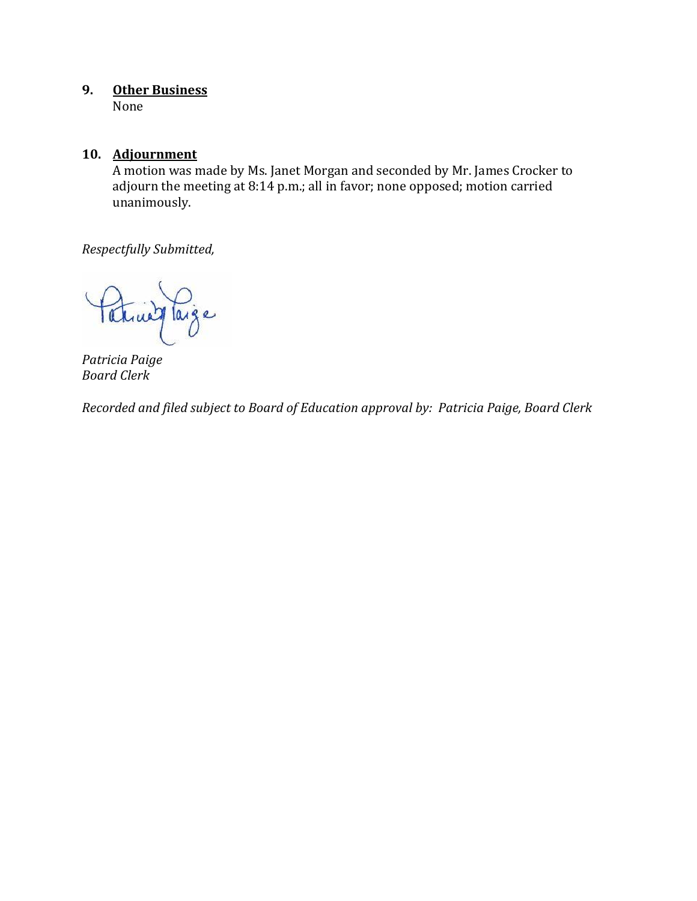9. **Other Business**

None

10. **Adjournment**

A motion was made by Ms. Janet Morgan and seconded by Mr. James Crocker to adjourn the meeting at 8:14 p.m.; all in favor; none opposed; motion carried unanimously.

*Respectfully Submitted,*

*Patricia Paige*
*Board Clerk*

*Recorded and filed subject to Board of Education approval by: Patricia Paige, Board Clerk*